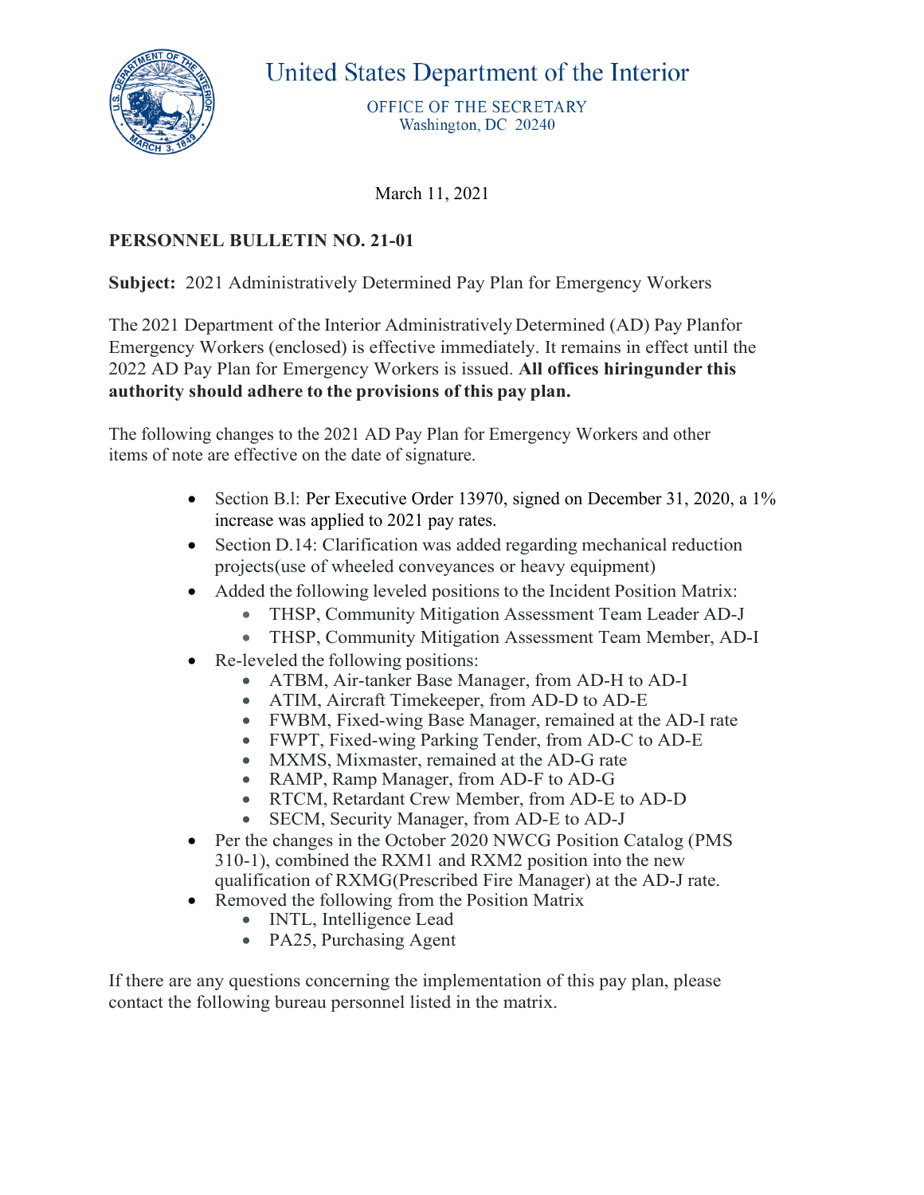# United States Department of the Interior

OFFICE OF THE SECRETARY
Washington, DC 20240

March 11, 2021

**PERSONNEL BULLETIN NO. 21-01**

**Subject:** 2021 Administratively Determined Pay Plan for Emergency Workers

The 2021 Department of the Interior Administratively Determined (AD) Pay Planfor Emergency Workers (enclosed) is effective immediately. It remains in effect until the 2022 AD Pay Plan for Emergency Workers is issued. **All offices hiringunder this authority should adhere to the provisions of this pay plan.**

The following changes to the 2021 AD Pay Plan for Emergency Workers and other items of note are effective on the date of signature.

- Section B.l: Per Executive Order 13970, signed on December 31, 2020, a 1% increase was applied to 2021 pay rates.
- Section D.14: Clarification was added regarding mechanical reduction projects(use of wheeled conveyances or heavy equipment)
- Added the following leveled positions to the Incident Position Matrix:
  - THSP, Community Mitigation Assessment Team Leader AD-J
  - THSP, Community Mitigation Assessment Team Member, AD-I
- Re-leveled the following positions:
  - ATBM, Air-tanker Base Manager, from AD-H to AD-I
  - ATIM, Aircraft Timekeeper, from AD-D to AD-E
  - FWBM, Fixed-wing Base Manager, remained at the AD-I rate
  - FWPT, Fixed-wing Parking Tender, from AD-C to AD-E
  - MXMS, Mixmaster, remained at the AD-G rate
  - RAMP, Ramp Manager, from AD-F to AD-G
  - RTCM, Retardant Crew Member, from AD-E to AD-D
  - SECM, Security Manager, from AD-E to AD-J
- Per the changes in the October 2020 NWCG Position Catalog (PMS 310-1), combined the RXM1 and RXM2 position into the new qualification of RXMG(Prescribed Fire Manager) at the AD-J rate.
- Removed the following from the Position Matrix
  - INTL, Intelligence Lead
  - PA25, Purchasing Agent

If there are any questions concerning the implementation of this pay plan, please contact the following bureau personnel listed in the matrix.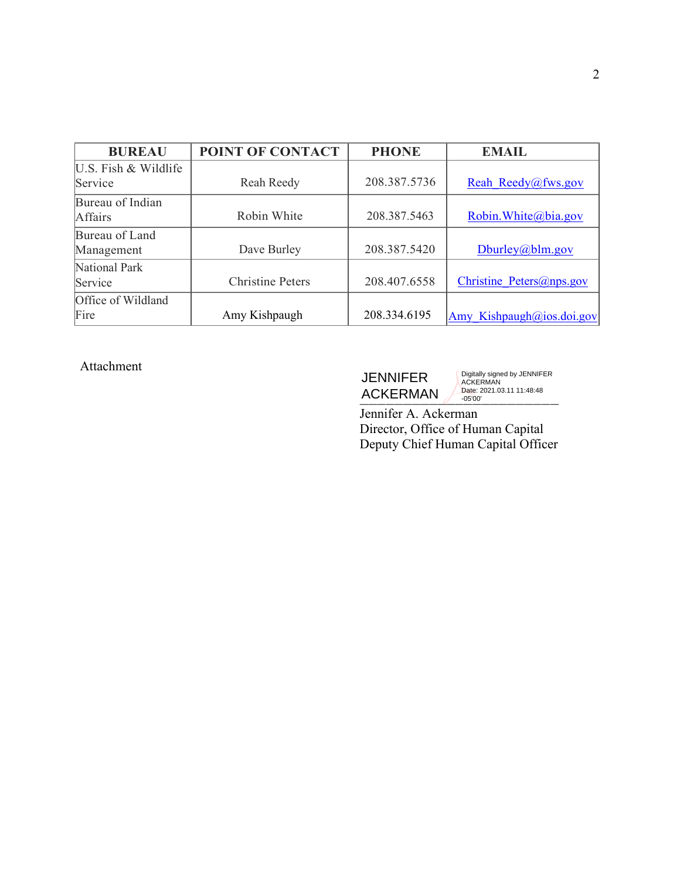| BUREAU | POINT OF CONTACT | PHONE | EMAIL |
|---|---|---|---|
| U.S. Fish & Wildlife Service | Reah Reedy | 208.387.5736 | Reah_Reedy@fws.gov |
| Bureau of Indian Affairs | Robin White | 208.387.5463 | Robin.White@bia.gov |
| Bureau of Land Management | Dave Burley | 208.387.5420 | Dburley@blm.gov |
| National Park Service | Christine Peters | 208.407.6558 | Christine_Peters@nps.gov |
| Office of Wildland Fire | Amy Kishpaugh | 208.334.6195 | Amy_Kishpaugh@ios.doi.gov |

Attachment

JENNIFER ACKERMAN
Digitally signed by JENNIFER ACKERMAN
Date: 2021.03.11 11:48:48 -05'00'

Jennifer A. Ackerman
Director, Office of Human Capital
Deputy Chief Human Capital Officer